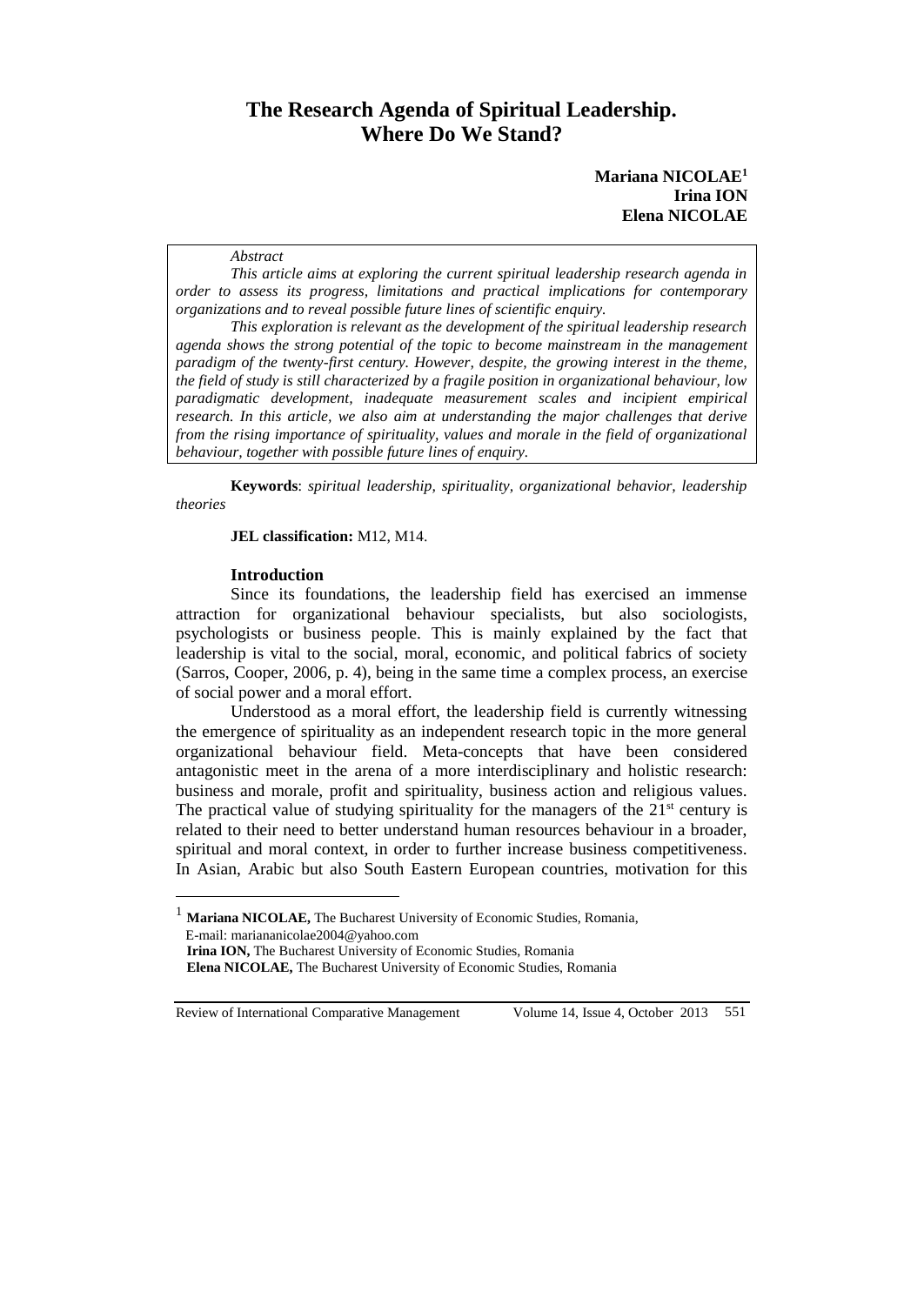# The Research Agenda of Spiritual Leadership. Where Do We Stand?

**Mariana NICOLAE**[1]
**Irina ION**
**Elena NICOLAE**

*Abstract*

*This article aims at exploring the current spiritual leadership research agenda in order to assess its progress, limitations and practical implications for contemporary organizations and to reveal possible future lines of scientific enquiry.*

*This exploration is relevant as the development of the spiritual leadership research agenda shows the strong potential of the topic to become mainstream in the management paradigm of the twenty-first century. However, despite, the growing interest in the theme, the field of study is still characterized by a fragile position in organizational behaviour, low paradigmatic development, inadequate measurement scales and incipient empirical research. In this article, we also aim at understanding the major challenges that derive from the rising importance of spirituality, values and morale in the field of organizational behaviour, together with possible future lines of enquiry.*

**Keywords**: *spiritual leadership, spirituality, organizational behavior, leadership theories*

**JEL classification:** M12, M14.

## Introduction

Since its foundations, the leadership field has exercised an immense attraction for organizational behaviour specialists, but also sociologists, psychologists or business people. This is mainly explained by the fact that leadership is vital to the social, moral, economic, and political fabrics of society (Sarros, Cooper, 2006, p. 4), being in the same time a complex process, an exercise of social power and a moral effort.

Understood as a moral effort, the leadership field is currently witnessing the emergence of spirituality as an independent research topic in the more general organizational behaviour field. Meta-concepts that have been considered antagonistic meet in the arena of a more interdisciplinary and holistic research: business and morale, profit and spirituality, business action and religious values. The practical value of studying spirituality for the managers of the 21st century is related to their need to better understand human resources behaviour in a broader, spiritual and moral context, in order to further increase business competitiveness. In Asian, Arabic but also South Eastern European countries, motivation for this

---

[1] **Mariana NICOLAE,** The Bucharest University of Economic Studies, Romania, E-mail: mariananicolae2004@yahoo.com
**Irina ION,** The Bucharest University of Economic Studies, Romania
**Elena NICOLAE,** The Bucharest University of Economic Studies, Romania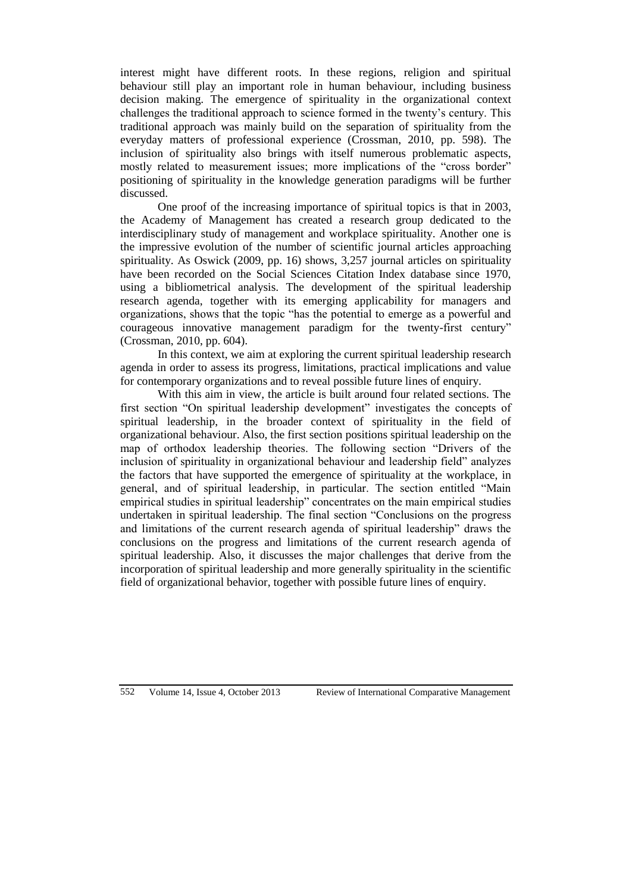interest might have different roots. In these regions, religion and spiritual behaviour still play an important role in human behaviour, including business decision making. The emergence of spirituality in the organizational context challenges the traditional approach to science formed in the twenty's century. This traditional approach was mainly build on the separation of spirituality from the everyday matters of professional experience (Crossman, 2010, pp. 598). The inclusion of spirituality also brings with itself numerous problematic aspects, mostly related to measurement issues; more implications of the "cross border" positioning of spirituality in the knowledge generation paradigms will be further discussed.

One proof of the increasing importance of spiritual topics is that in 2003, the Academy of Management has created a research group dedicated to the interdisciplinary study of management and workplace spirituality. Another one is the impressive evolution of the number of scientific journal articles approaching spirituality. As Oswick (2009, pp. 16) shows, 3,257 journal articles on spirituality have been recorded on the Social Sciences Citation Index database since 1970, using a bibliometrical analysis. The development of the spiritual leadership research agenda, together with its emerging applicability for managers and organizations, shows that the topic "has the potential to emerge as a powerful and courageous innovative management paradigm for the twenty-first century" (Crossman, 2010, pp. 604).

In this context, we aim at exploring the current spiritual leadership research agenda in order to assess its progress, limitations, practical implications and value for contemporary organizations and to reveal possible future lines of enquiry.

With this aim in view, the article is built around four related sections. The first section "On spiritual leadership development" investigates the concepts of spiritual leadership, in the broader context of spirituality in the field of organizational behaviour. Also, the first section positions spiritual leadership on the map of orthodox leadership theories. The following section "Drivers of the inclusion of spirituality in organizational behaviour and leadership field" analyzes the factors that have supported the emergence of spirituality at the workplace, in general, and of spiritual leadership, in particular. The section entitled "Main empirical studies in spiritual leadership" concentrates on the main empirical studies undertaken in spiritual leadership. The final section "Conclusions on the progress and limitations of the current research agenda of spiritual leadership" draws the conclusions on the progress and limitations of the current research agenda of spiritual leadership. Also, it discusses the major challenges that derive from the incorporation of spiritual leadership and more generally spirituality in the scientific field of organizational behavior, together with possible future lines of enquiry.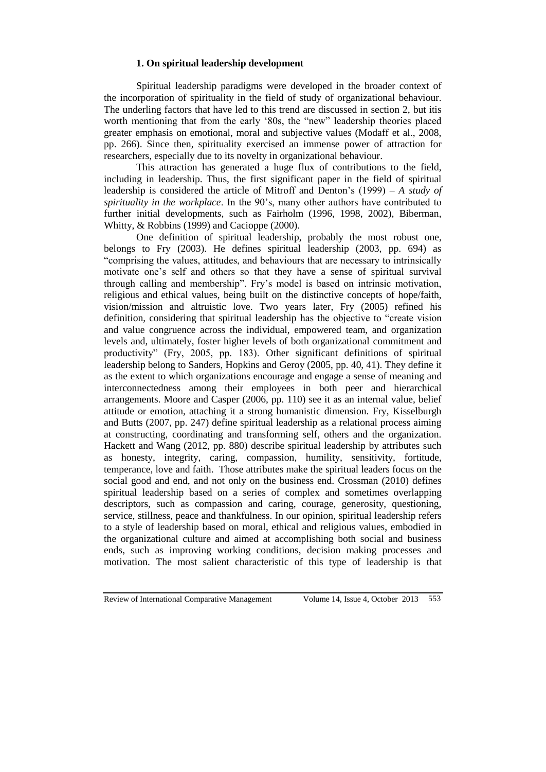### 1. On spiritual leadership development

Spiritual leadership paradigms were developed in the broader context of the incorporation of spirituality in the field of study of organizational behaviour. The underling factors that have led to this trend are discussed in section 2, but itis worth mentioning that from the early '80s, the "new" leadership theories placed greater emphasis on emotional, moral and subjective values (Modaff et al., 2008, pp. 266). Since then, spirituality exercised an immense power of attraction for researchers, especially due to its novelty in organizational behaviour.

This attraction has generated a huge flux of contributions to the field, including in leadership. Thus, the first significant paper in the field of spiritual leadership is considered the article of Mitroff and Denton's (1999) – *A study of spirituality in the workplace*. In the 90's, many other authors have contributed to further initial developments, such as Fairholm (1996, 1998, 2002), Biberman, Whitty, & Robbins (1999) and Cacioppe (2000).

One definition of spiritual leadership, probably the most robust one, belongs to Fry (2003). He defines spiritual leadership (2003, pp. 694) as "comprising the values, attitudes, and behaviours that are necessary to intrinsically motivate one's self and others so that they have a sense of spiritual survival through calling and membership". Fry's model is based on intrinsic motivation, religious and ethical values, being built on the distinctive concepts of hope/faith, vision/mission and altruistic love. Two years later, Fry (2005) refined his definition, considering that spiritual leadership has the objective to "create vision and value congruence across the individual, empowered team, and organization levels and, ultimately, foster higher levels of both organizational commitment and productivity" (Fry, 2005, pp. 183). Other significant definitions of spiritual leadership belong to Sanders, Hopkins and Geroy (2005, pp. 40, 41). They define it as the extent to which organizations encourage and engage a sense of meaning and interconnectedness among their employees in both peer and hierarchical arrangements. Moore and Casper (2006, pp. 110) see it as an internal value, belief attitude or emotion, attaching it a strong humanistic dimension. Fry, Kisselburgh and Butts (2007, pp. 247) define spiritual leadership as a relational process aiming at constructing, coordinating and transforming self, others and the organization. Hackett and Wang (2012, pp. 880) describe spiritual leadership by attributes such as honesty, integrity, caring, compassion, humility, sensitivity, fortitude, temperance, love and faith. Those attributes make the spiritual leaders focus on the social good and end, and not only on the business end. Crossman (2010) defines spiritual leadership based on a series of complex and sometimes overlapping descriptors, such as compassion and caring, courage, generosity, questioning, service, stillness, peace and thankfulness. In our opinion, spiritual leadership refers to a style of leadership based on moral, ethical and religious values, embodied in the organizational culture and aimed at accomplishing both social and business ends, such as improving working conditions, decision making processes and motivation. The most salient characteristic of this type of leadership is that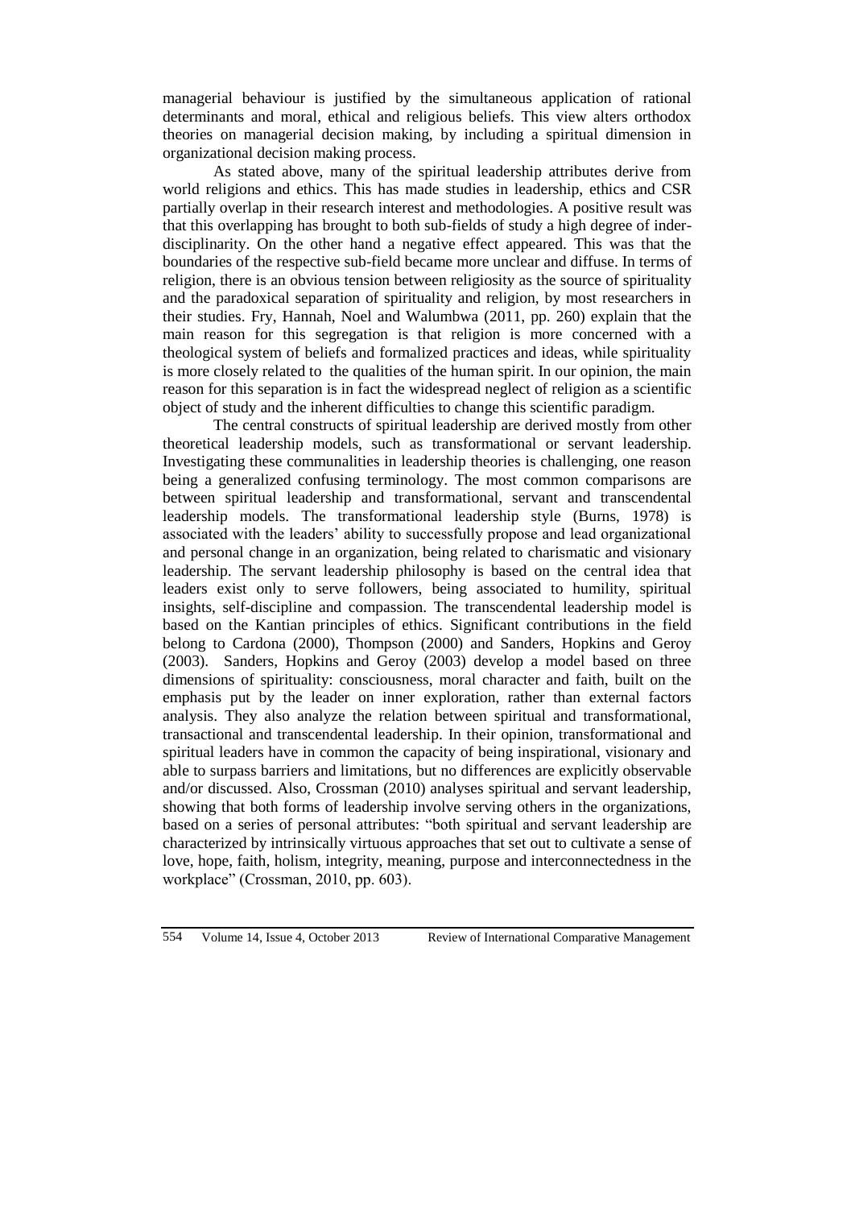managerial behaviour is justified by the simultaneous application of rational determinants and moral, ethical and religious beliefs. This view alters orthodox theories on managerial decision making, by including a spiritual dimension in organizational decision making process.

As stated above, many of the spiritual leadership attributes derive from world religions and ethics. This has made studies in leadership, ethics and CSR partially overlap in their research interest and methodologies. A positive result was that this overlapping has brought to both sub-fields of study a high degree of inder-disciplinarity. On the other hand a negative effect appeared. This was that the boundaries of the respective sub-field became more unclear and diffuse. In terms of religion, there is an obvious tension between religiosity as the source of spirituality and the paradoxical separation of spirituality and religion, by most researchers in their studies. Fry, Hannah, Noel and Walumbwa (2011, pp. 260) explain that the main reason for this segregation is that religion is more concerned with a theological system of beliefs and formalized practices and ideas, while spirituality is more closely related to the qualities of the human spirit. In our opinion, the main reason for this separation is in fact the widespread neglect of religion as a scientific object of study and the inherent difficulties to change this scientific paradigm.

The central constructs of spiritual leadership are derived mostly from other theoretical leadership models, such as transformational or servant leadership. Investigating these communalities in leadership theories is challenging, one reason being a generalized confusing terminology. The most common comparisons are between spiritual leadership and transformational, servant and transcendental leadership models. The transformational leadership style (Burns, 1978) is associated with the leaders' ability to successfully propose and lead organizational and personal change in an organization, being related to charismatic and visionary leadership. The servant leadership philosophy is based on the central idea that leaders exist only to serve followers, being associated to humility, spiritual insights, self-discipline and compassion. The transcendental leadership model is based on the Kantian principles of ethics. Significant contributions in the field belong to Cardona (2000), Thompson (2000) and Sanders, Hopkins and Geroy (2003). Sanders, Hopkins and Geroy (2003) develop a model based on three dimensions of spirituality: consciousness, moral character and faith, built on the emphasis put by the leader on inner exploration, rather than external factors analysis. They also analyze the relation between spiritual and transformational, transactional and transcendental leadership. In their opinion, transformational and spiritual leaders have in common the capacity of being inspirational, visionary and able to surpass barriers and limitations, but no differences are explicitly observable and/or discussed. Also, Crossman (2010) analyses spiritual and servant leadership, showing that both forms of leadership involve serving others in the organizations, based on a series of personal attributes: "both spiritual and servant leadership are characterized by intrinsically virtuous approaches that set out to cultivate a sense of love, hope, faith, holism, integrity, meaning, purpose and interconnectedness in the workplace" (Crossman, 2010, pp. 603).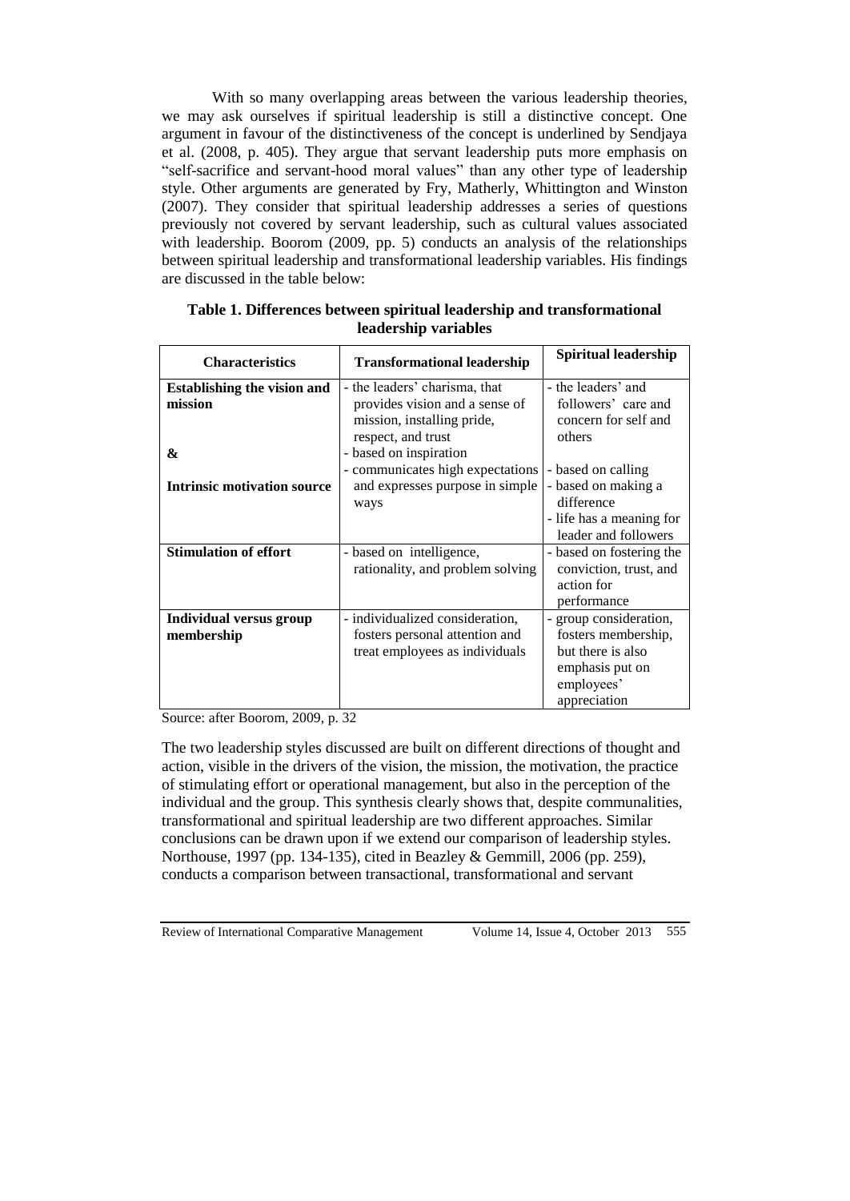With so many overlapping areas between the various leadership theories, we may ask ourselves if spiritual leadership is still a distinctive concept. One argument in favour of the distinctiveness of the concept is underlined by Sendjaya et al. (2008, p. 405). They argue that servant leadership puts more emphasis on "self-sacrifice and servant-hood moral values" than any other type of leadership style. Other arguments are generated by Fry, Matherly, Whittington and Winston (2007). They consider that spiritual leadership addresses a series of questions previously not covered by servant leadership, such as cultural values associated with leadership. Boorom (2009, pp. 5) conducts an analysis of the relationships between spiritual leadership and transformational leadership variables. His findings are discussed in the table below:

**Table 1. Differences between spiritual leadership and transformational leadership variables**

| Characteristics | Transformational leadership | Spiritual leadership |
|---|---|---|
| **Establishing the vision and mission** & **Intrinsic motivation source** | - the leaders' charisma, that provides vision and a sense of mission, installing pride, respect, and trust<br>- based on inspiration<br>- communicates high expectations and expresses purpose in simple ways | - the leaders' and followers' care and concern for self and others<br>- based on calling<br>- based on making a difference<br>- life has a meaning for leader and followers |
| **Stimulation of effort** | - based on intelligence, rationality, and problem solving | - based on fostering the conviction, trust, and action for performance |
| **Individual versus group membership** | - individualized consideration, fosters personal attention and treat employees as individuals | - group consideration, fosters membership, but there is also emphasis put on employees' appreciation |

Source: after Boorom, 2009, p. 32

The two leadership styles discussed are built on different directions of thought and action, visible in the drivers of the vision, the mission, the motivation, the practice of stimulating effort or operational management, but also in the perception of the individual and the group. This synthesis clearly shows that, despite communalities, transformational and spiritual leadership are two different approaches. Similar conclusions can be drawn upon if we extend our comparison of leadership styles. Northouse, 1997 (pp. 134-135), cited in Beazley & Gemmill, 2006 (pp. 259), conducts a comparison between transactional, transformational and servant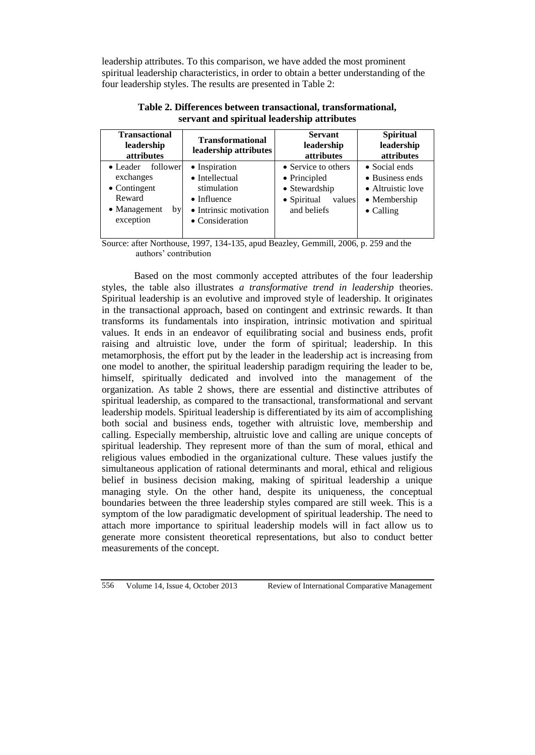leadership attributes. To this comparison, we have added the most prominent spiritual leadership characteristics, in order to obtain a better understanding of the four leadership styles. The results are presented in Table 2:

**Table 2. Differences between transactional, transformational, servant and spiritual leadership attributes**

| Transactional leadership attributes | Transformational leadership attributes | Servant leadership attributes | Spiritual leadership attributes |
|---|---|---|---|
| • Leader follower exchanges<br>• Contingent Reward<br>• Management by exception | • Inspiration<br>• Intellectual stimulation<br>• Influence<br>• Intrinsic motivation<br>• Consideration | • Service to others<br>• Principled<br>• Stewardship<br>• Spiritual values and beliefs | • Social ends<br>• Business ends<br>• Altruistic love<br>• Membership<br>• Calling |

Source: after Northouse, 1997, 134-135, apud Beazley, Gemmill, 2006, p. 259 and the authors' contribution

Based on the most commonly accepted attributes of the four leadership styles, the table also illustrates *a transformative trend in leadership* theories. Spiritual leadership is an evolutive and improved style of leadership. It originates in the transactional approach, based on contingent and extrinsic rewards. It than transforms its fundamentals into inspiration, intrinsic motivation and spiritual values. It ends in an endeavor of equilibrating social and business ends, profit raising and altruistic love, under the form of spiritual; leadership. In this metamorphosis, the effort put by the leader in the leadership act is increasing from one model to another, the spiritual leadership paradigm requiring the leader to be, himself, spiritually dedicated and involved into the management of the organization. As table 2 shows, there are essential and distinctive attributes of spiritual leadership, as compared to the transactional, transformational and servant leadership models. Spiritual leadership is differentiated by its aim of accomplishing both social and business ends, together with altruistic love, membership and calling. Especially membership, altruistic love and calling are unique concepts of spiritual leadership. They represent more of than the sum of moral, ethical and religious values embodied in the organizational culture. These values justify the simultaneous application of rational determinants and moral, ethical and religious belief in business decision making, making of spiritual leadership a unique managing style. On the other hand, despite its uniqueness, the conceptual boundaries between the three leadership styles compared are still week. This is a symptom of the low paradigmatic development of spiritual leadership. The need to attach more importance to spiritual leadership models will in fact allow us to generate more consistent theoretical representations, but also to conduct better measurements of the concept.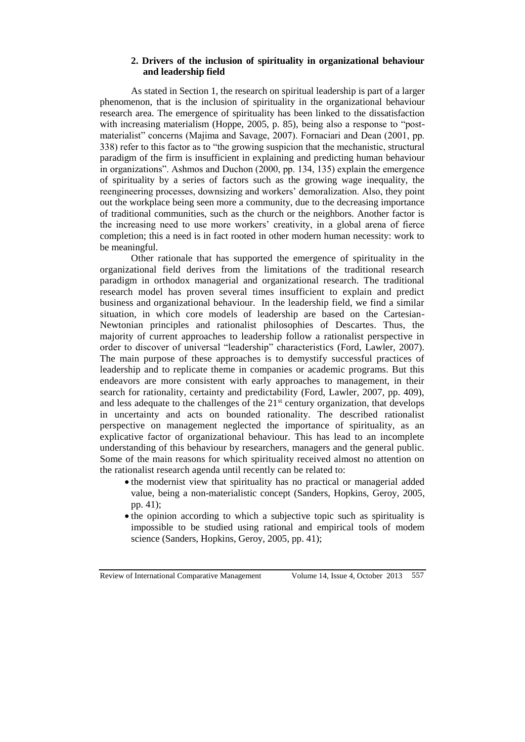## 2. Drivers of the inclusion of spirituality in organizational behaviour and leadership field

As stated in Section 1, the research on spiritual leadership is part of a larger phenomenon, that is the inclusion of spirituality in the organizational behaviour research area. The emergence of spirituality has been linked to the dissatisfaction with increasing materialism (Hoppe, 2005, p. 85), being also a response to "post-materialist" concerns (Majima and Savage, 2007). Fornaciari and Dean (2001, pp. 338) refer to this factor as to "the growing suspicion that the mechanistic, structural paradigm of the firm is insufficient in explaining and predicting human behaviour in organizations". Ashmos and Duchon (2000, pp. 134, 135) explain the emergence of spirituality by a series of factors such as the growing wage inequality, the reengineering processes, downsizing and workers' demoralization. Also, they point out the workplace being seen more a community, due to the decreasing importance of traditional communities, such as the church or the neighbors. Another factor is the increasing need to use more workers' creativity, in a global arena of fierce completion; this a need is in fact rooted in other modern human necessity: work to be meaningful.

Other rationale that has supported the emergence of spirituality in the organizational field derives from the limitations of the traditional research paradigm in orthodox managerial and organizational research. The traditional research model has proven several times insufficient to explain and predict business and organizational behaviour. In the leadership field, we find a similar situation, in which core models of leadership are based on the Cartesian-Newtonian principles and rationalist philosophies of Descartes. Thus, the majority of current approaches to leadership follow a rationalist perspective in order to discover of universal "leadership" characteristics (Ford, Lawler, 2007). The main purpose of these approaches is to demystify successful practices of leadership and to replicate theme in companies or academic programs. But this endeavors are more consistent with early approaches to management, in their search for rationality, certainty and predictability (Ford, Lawler, 2007, pp. 409), and less adequate to the challenges of the 21st century organization, that develops in uncertainty and acts on bounded rationality. The described rationalist perspective on management neglected the importance of spirituality, as an explicative factor of organizational behaviour. This has lead to an incomplete understanding of this behaviour by researchers, managers and the general public. Some of the main reasons for which spirituality received almost no attention on the rationalist research agenda until recently can be related to:

- the modernist view that spirituality has no practical or managerial added value, being a non-materialistic concept (Sanders, Hopkins, Geroy, 2005, pp. 41);
- the opinion according to which a subjective topic such as spirituality is impossible to be studied using rational and empirical tools of modem science (Sanders, Hopkins, Geroy, 2005, pp. 41);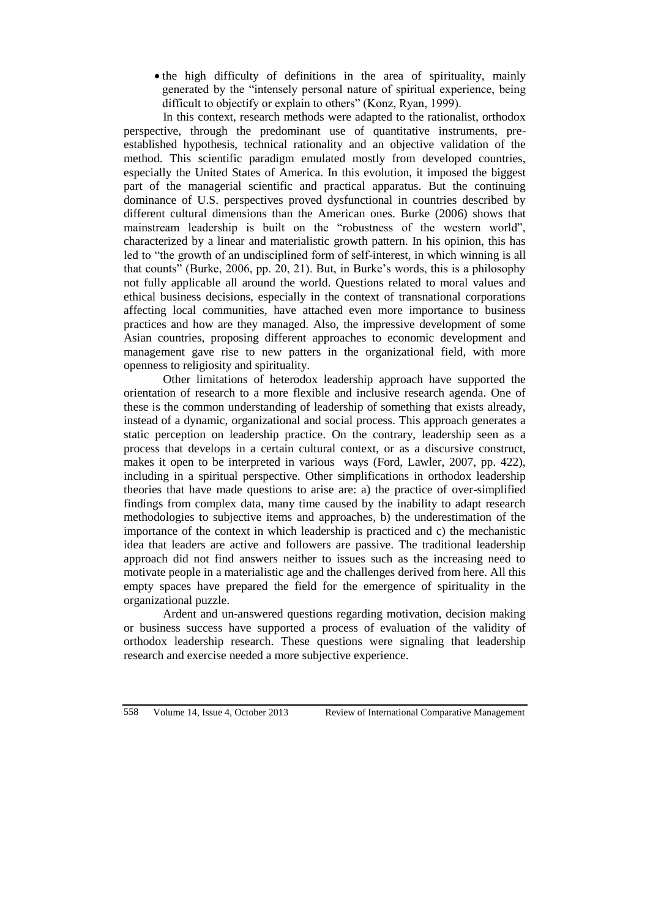- the high difficulty of definitions in the area of spirituality, mainly generated by the "intensely personal nature of spiritual experience, being difficult to objectify or explain to others" (Konz, Ryan, 1999).

In this context, research methods were adapted to the rationalist, orthodox perspective, through the predominant use of quantitative instruments, pre-established hypothesis, technical rationality and an objective validation of the method. This scientific paradigm emulated mostly from developed countries, especially the United States of America. In this evolution, it imposed the biggest part of the managerial scientific and practical apparatus. But the continuing dominance of U.S. perspectives proved dysfunctional in countries described by different cultural dimensions than the American ones. Burke (2006) shows that mainstream leadership is built on the "robustness of the western world", characterized by a linear and materialistic growth pattern. In his opinion, this has led to "the growth of an undisciplined form of self-interest, in which winning is all that counts" (Burke, 2006, pp. 20, 21). But, in Burke's words, this is a philosophy not fully applicable all around the world. Questions related to moral values and ethical business decisions, especially in the context of transnational corporations affecting local communities, have attached even more importance to business practices and how are they managed. Also, the impressive development of some Asian countries, proposing different approaches to economic development and management gave rise to new patters in the organizational field, with more openness to religiosity and spirituality.

Other limitations of heterodox leadership approach have supported the orientation of research to a more flexible and inclusive research agenda. One of these is the common understanding of leadership of something that exists already, instead of a dynamic, organizational and social process. This approach generates a static perception on leadership practice. On the contrary, leadership seen as a process that develops in a certain cultural context, or as a discursive construct, makes it open to be interpreted in various ways (Ford, Lawler, 2007, pp. 422), including in a spiritual perspective. Other simplifications in orthodox leadership theories that have made questions to arise are: a) the practice of over-simplified findings from complex data, many time caused by the inability to adapt research methodologies to subjective items and approaches, b) the underestimation of the importance of the context in which leadership is practiced and c) the mechanistic idea that leaders are active and followers are passive. The traditional leadership approach did not find answers neither to issues such as the increasing need to motivate people in a materialistic age and the challenges derived from here. All this empty spaces have prepared the field for the emergence of spirituality in the organizational puzzle.

Ardent and un-answered questions regarding motivation, decision making or business success have supported a process of evaluation of the validity of orthodox leadership research. These questions were signaling that leadership research and exercise needed a more subjective experience.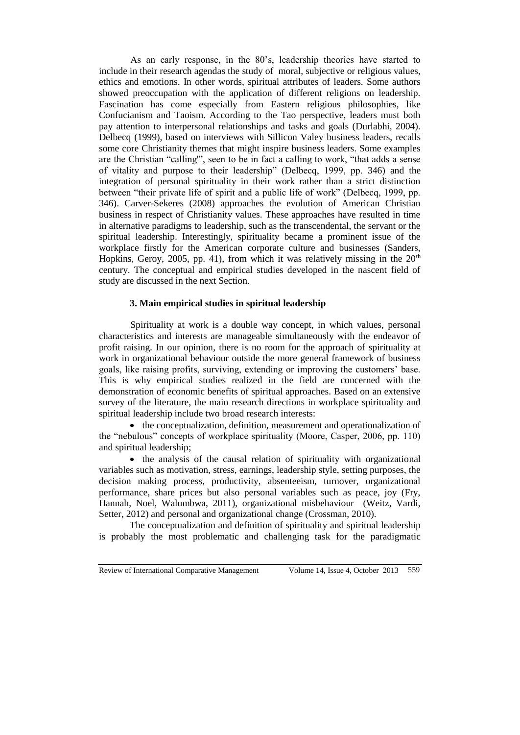As an early response, in the 80's, leadership theories have started to include in their research agendas the study of moral, subjective or religious values, ethics and emotions. In other words, spiritual attributes of leaders. Some authors showed preoccupation with the application of different religions on leadership. Fascination has come especially from Eastern religious philosophies, like Confucianism and Taoism. According to the Tao perspective, leaders must both pay attention to interpersonal relationships and tasks and goals (Durlabhi, 2004). Delbecq (1999), based on interviews with Sillicon Valey business leaders, recalls some core Christianity themes that might inspire business leaders. Some examples are the Christian "calling"', seen to be in fact a calling to work, "that adds a sense of vitality and purpose to their leadership" (Delbecq, 1999, pp. 346) and the integration of personal spirituality in their work rather than a strict distinction between "their private life of spirit and a public life of work" (Delbecq, 1999, pp. 346). Carver-Sekeres (2008) approaches the evolution of American Christian business in respect of Christianity values. These approaches have resulted in time in alternative paradigms to leadership, such as the transcendental, the servant or the spiritual leadership. Interestingly, spirituality became a prominent issue of the workplace firstly for the American corporate culture and businesses (Sanders, Hopkins, Geroy, 2005, pp. 41), from which it was relatively missing in the 20th century. The conceptual and empirical studies developed in the nascent field of study are discussed in the next Section.

### 3. Main empirical studies in spiritual leadership

Spirituality at work is a double way concept, in which values, personal characteristics and interests are manageable simultaneously with the endeavor of profit raising. In our opinion, there is no room for the approach of spirituality at work in organizational behaviour outside the more general framework of business goals, like raising profits, surviving, extending or improving the customers' base. This is why empirical studies realized in the field are concerned with the demonstration of economic benefits of spiritual approaches. Based on an extensive survey of the literature, the main research directions in workplace spirituality and spiritual leadership include two broad research interests:

- the conceptualization, definition, measurement and operationalization of the "nebulous" concepts of workplace spirituality (Moore, Casper, 2006, pp. 110) and spiritual leadership;
- the analysis of the causal relation of spirituality with organizational variables such as motivation, stress, earnings, leadership style, setting purposes, the decision making process, productivity, absenteeism, turnover, organizational performance, share prices but also personal variables such as peace, joy (Fry, Hannah, Noel, Walumbwa, 2011), organizational misbehaviour (Weitz, Vardi, Setter, 2012) and personal and organizational change (Crossman, 2010).

The conceptualization and definition of spirituality and spiritual leadership is probably the most problematic and challenging task for the paradigmatic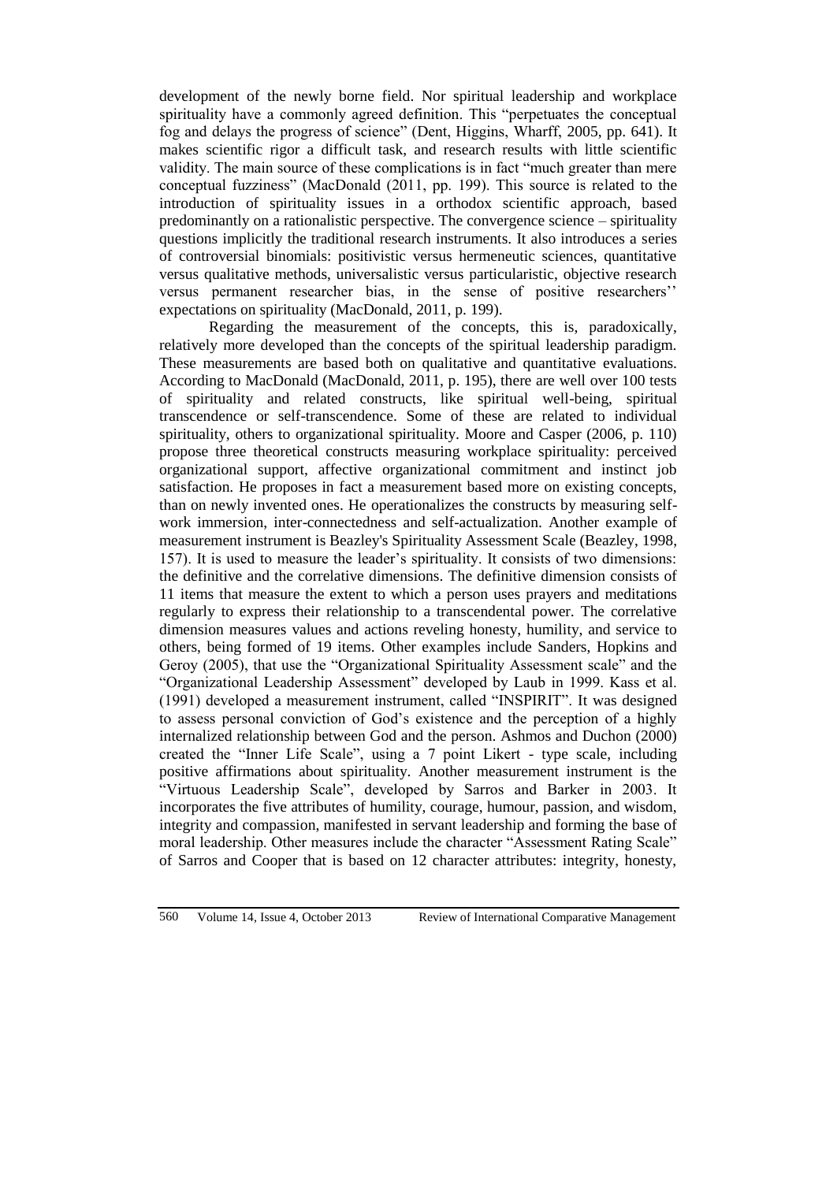development of the newly borne field. Nor spiritual leadership and workplace spirituality have a commonly agreed definition. This "perpetuates the conceptual fog and delays the progress of science" (Dent, Higgins, Wharff, 2005, pp. 641). It makes scientific rigor a difficult task, and research results with little scientific validity. The main source of these complications is in fact "much greater than mere conceptual fuzziness" (MacDonald (2011, pp. 199). This source is related to the introduction of spirituality issues in a orthodox scientific approach, based predominantly on a rationalistic perspective. The convergence science – spirituality questions implicitly the traditional research instruments. It also introduces a series of controversial binomials: positivistic versus hermeneutic sciences, quantitative versus qualitative methods, universalistic versus particularistic, objective research versus permanent researcher bias, in the sense of positive researchers'' expectations on spirituality (MacDonald, 2011, p. 199).

Regarding the measurement of the concepts, this is, paradoxically, relatively more developed than the concepts of the spiritual leadership paradigm. These measurements are based both on qualitative and quantitative evaluations. According to MacDonald (MacDonald, 2011, p. 195), there are well over 100 tests of spirituality and related constructs, like spiritual well-being, spiritual transcendence or self-transcendence. Some of these are related to individual spirituality, others to organizational spirituality. Moore and Casper (2006, p. 110) propose three theoretical constructs measuring workplace spirituality: perceived organizational support, affective organizational commitment and instinct job satisfaction. He proposes in fact a measurement based more on existing concepts, than on newly invented ones. He operationalizes the constructs by measuring self-work immersion, inter-connectedness and self-actualization. Another example of measurement instrument is Beazley's Spirituality Assessment Scale (Beazley, 1998, 157). It is used to measure the leader's spirituality. It consists of two dimensions: the definitive and the correlative dimensions. The definitive dimension consists of 11 items that measure the extent to which a person uses prayers and meditations regularly to express their relationship to a transcendental power. The correlative dimension measures values and actions reveling honesty, humility, and service to others, being formed of 19 items. Other examples include Sanders, Hopkins and Geroy (2005), that use the "Organizational Spirituality Assessment scale" and the "Organizational Leadership Assessment" developed by Laub in 1999. Kass et al. (1991) developed a measurement instrument, called "INSPIRIT". It was designed to assess personal conviction of God's existence and the perception of a highly internalized relationship between God and the person. Ashmos and Duchon (2000) created the "Inner Life Scale", using a 7 point Likert - type scale, including positive affirmations about spirituality. Another measurement instrument is the "Virtuous Leadership Scale", developed by Sarros and Barker in 2003. It incorporates the five attributes of humility, courage, humour, passion, and wisdom, integrity and compassion, manifested in servant leadership and forming the base of moral leadership. Other measures include the character "Assessment Rating Scale" of Sarros and Cooper that is based on 12 character attributes: integrity, honesty,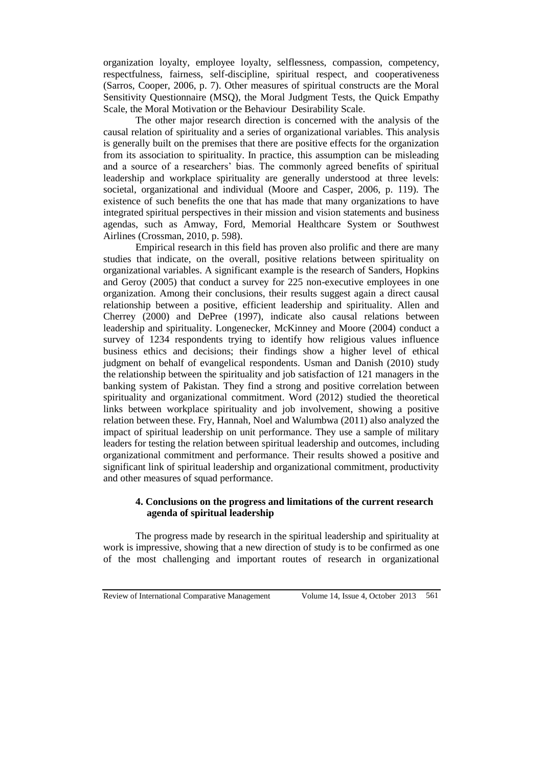organization loyalty, employee loyalty, selflessness, compassion, competency, respectfulness, fairness, self-discipline, spiritual respect, and cooperativeness (Sarros, Cooper, 2006, p. 7). Other measures of spiritual constructs are the Moral Sensitivity Questionnaire (MSQ), the Moral Judgment Tests, the Quick Empathy Scale, the Moral Motivation or the Behaviour Desirability Scale.

The other major research direction is concerned with the analysis of the causal relation of spirituality and a series of organizational variables. This analysis is generally built on the premises that there are positive effects for the organization from its association to spirituality. In practice, this assumption can be misleading and a source of a researchers' bias. The commonly agreed benefits of spiritual leadership and workplace spirituality are generally understood at three levels: societal, organizational and individual (Moore and Casper, 2006, p. 119). The existence of such benefits the one that has made that many organizations to have integrated spiritual perspectives in their mission and vision statements and business agendas, such as Amway, Ford, Memorial Healthcare System or Southwest Airlines (Crossman, 2010, p. 598).

Empirical research in this field has proven also prolific and there are many studies that indicate, on the overall, positive relations between spirituality on organizational variables. A significant example is the research of Sanders, Hopkins and Geroy (2005) that conduct a survey for 225 non-executive employees in one organization. Among their conclusions, their results suggest again a direct causal relationship between a positive, efficient leadership and spirituality. Allen and Cherrey (2000) and DePree (1997), indicate also causal relations between leadership and spirituality. Longenecker, McKinney and Moore (2004) conduct a survey of 1234 respondents trying to identify how religious values influence business ethics and decisions; their findings show a higher level of ethical judgment on behalf of evangelical respondents. Usman and Danish (2010) study the relationship between the spirituality and job satisfaction of 121 managers in the banking system of Pakistan. They find a strong and positive correlation between spirituality and organizational commitment. Word (2012) studied the theoretical links between workplace spirituality and job involvement, showing a positive relation between these. Fry, Hannah, Noel and Walumbwa (2011) also analyzed the impact of spiritual leadership on unit performance. They use a sample of military leaders for testing the relation between spiritual leadership and outcomes, including organizational commitment and performance. Their results showed a positive and significant link of spiritual leadership and organizational commitment, productivity and other measures of squad performance.

## 4. Conclusions on the progress and limitations of the current research agenda of spiritual leadership

The progress made by research in the spiritual leadership and spirituality at work is impressive, showing that a new direction of study is to be confirmed as one of the most challenging and important routes of research in organizational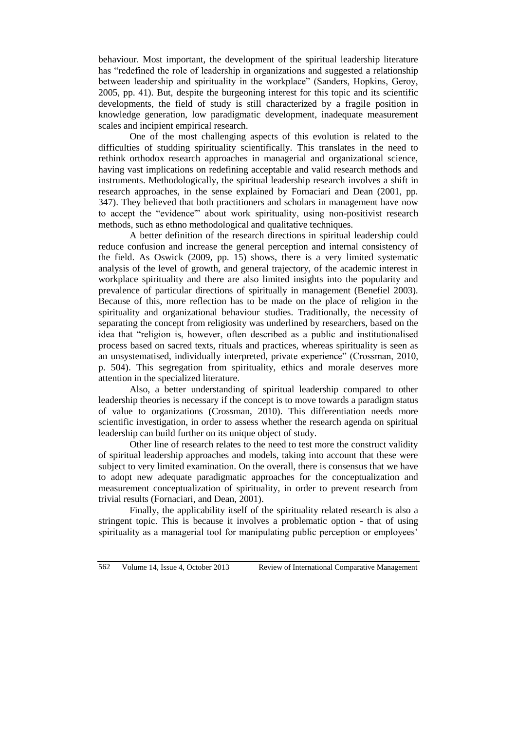behaviour. Most important, the development of the spiritual leadership literature has "redefined the role of leadership in organizations and suggested a relationship between leadership and spirituality in the workplace" (Sanders, Hopkins, Geroy, 2005, pp. 41). But, despite the burgeoning interest for this topic and its scientific developments, the field of study is still characterized by a fragile position in knowledge generation, low paradigmatic development, inadequate measurement scales and incipient empirical research.

One of the most challenging aspects of this evolution is related to the difficulties of studding spirituality scientifically. This translates in the need to rethink orthodox research approaches in managerial and organizational science, having vast implications on redefining acceptable and valid research methods and instruments. Methodologically, the spiritual leadership research involves a shift in research approaches, in the sense explained by Fornaciari and Dean (2001, pp. 347). They believed that both practitioners and scholars in management have now to accept the "evidence"' about work spirituality, using non-positivist research methods, such as ethno methodological and qualitative techniques.

A better definition of the research directions in spiritual leadership could reduce confusion and increase the general perception and internal consistency of the field. As Oswick (2009, pp. 15) shows, there is a very limited systematic analysis of the level of growth, and general trajectory, of the academic interest in workplace spirituality and there are also limited insights into the popularity and prevalence of particular directions of spiritually in management (Benefiel 2003). Because of this, more reflection has to be made on the place of religion in the spirituality and organizational behaviour studies. Traditionally, the necessity of separating the concept from religiosity was underlined by researchers, based on the idea that "religion is, however, often described as a public and institutionalised process based on sacred texts, rituals and practices, whereas spirituality is seen as an unsystematised, individually interpreted, private experience" (Crossman, 2010, p. 504). This segregation from spirituality, ethics and morale deserves more attention in the specialized literature.

Also, a better understanding of spiritual leadership compared to other leadership theories is necessary if the concept is to move towards a paradigm status of value to organizations (Crossman, 2010). This differentiation needs more scientific investigation, in order to assess whether the research agenda on spiritual leadership can build further on its unique object of study.

Other line of research relates to the need to test more the construct validity of spiritual leadership approaches and models, taking into account that these were subject to very limited examination. On the overall, there is consensus that we have to adopt new adequate paradigmatic approaches for the conceptualization and measurement conceptualization of spirituality, in order to prevent research from trivial results (Fornaciari, and Dean, 2001).

Finally, the applicability itself of the spirituality related research is also a stringent topic. This is because it involves a problematic option - that of using spirituality as a managerial tool for manipulating public perception or employees'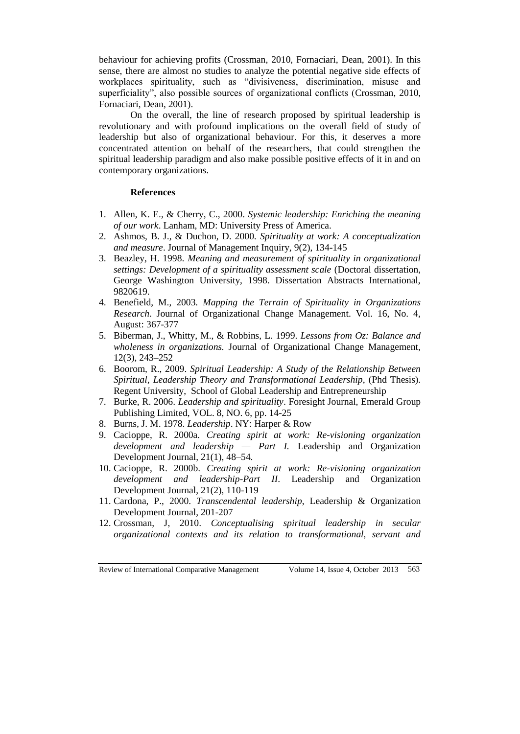behaviour for achieving profits (Crossman, 2010, Fornaciari, Dean, 2001). In this sense, there are almost no studies to analyze the potential negative side effects of workplaces spirituality, such as "divisiveness, discrimination, misuse and superficiality", also possible sources of organizational conflicts (Crossman, 2010, Fornaciari, Dean, 2001).

On the overall, the line of research proposed by spiritual leadership is revolutionary and with profound implications on the overall field of study of leadership but also of organizational behaviour. For this, it deserves a more concentrated attention on behalf of the researchers, that could strengthen the spiritual leadership paradigm and also make possible positive effects of it in and on contemporary organizations.

**References**

1. Allen, K. E., & Cherry, C., 2000. *Systemic leadership: Enriching the meaning of our work*. Lanham, MD: University Press of America.
2. Ashmos, B. J., & Duchon, D. 2000. *Spirituality at work: A conceptualization and measure*. Journal of Management Inquiry, 9(2), 134-145
3. Beazley, H. 1998. *Meaning and measurement of spirituality in organizational settings: Development of a spirituality assessment scale* (Doctoral dissertation, George Washington University, 1998. Dissertation Abstracts International, 9820619.
4. Benefield, M., 2003. *Mapping the Terrain of Spirituality in Organizations Research*. Journal of Organizational Change Management. Vol. 16, No. 4, August: 367-377
5. Biberman, J., Whitty, M., & Robbins, L. 1999. *Lessons from Oz: Balance and wholeness in organizations.* Journal of Organizational Change Management, 12(3), 243–252
6. Boorom, R., 2009. *Spiritual Leadership: A Study of the Relationship Between Spiritual, Leadership Theory and Transformational Leadership*, (Phd Thesis). Regent University, School of Global Leadership and Entrepreneurship
7. Burke, R. 2006. *Leadership and spirituality*. Foresight Journal, Emerald Group Publishing Limited, VOL. 8, NO. 6, pp. 14-25
8. Burns, J. M. 1978. *Leadership*. NY: Harper & Row
9. Cacioppe, R. 2000a. *Creating spirit at work: Re-visioning organization development and leadership — Part I.* Leadership and Organization Development Journal, 21(1), 48–54.
10. Cacioppe, R. 2000b. *Creating spirit at work: Re-visioning organization development and leadership-Part II*. Leadership and Organization Development Journal, 21(2), 110-119
11. Cardona, P., 2000. *Transcendental leadership*, Leadership & Organization Development Journal, 201-207
12. Crossman, J, 2010. *Conceptualising spiritual leadership in secular organizational contexts and its relation to transformational, servant and*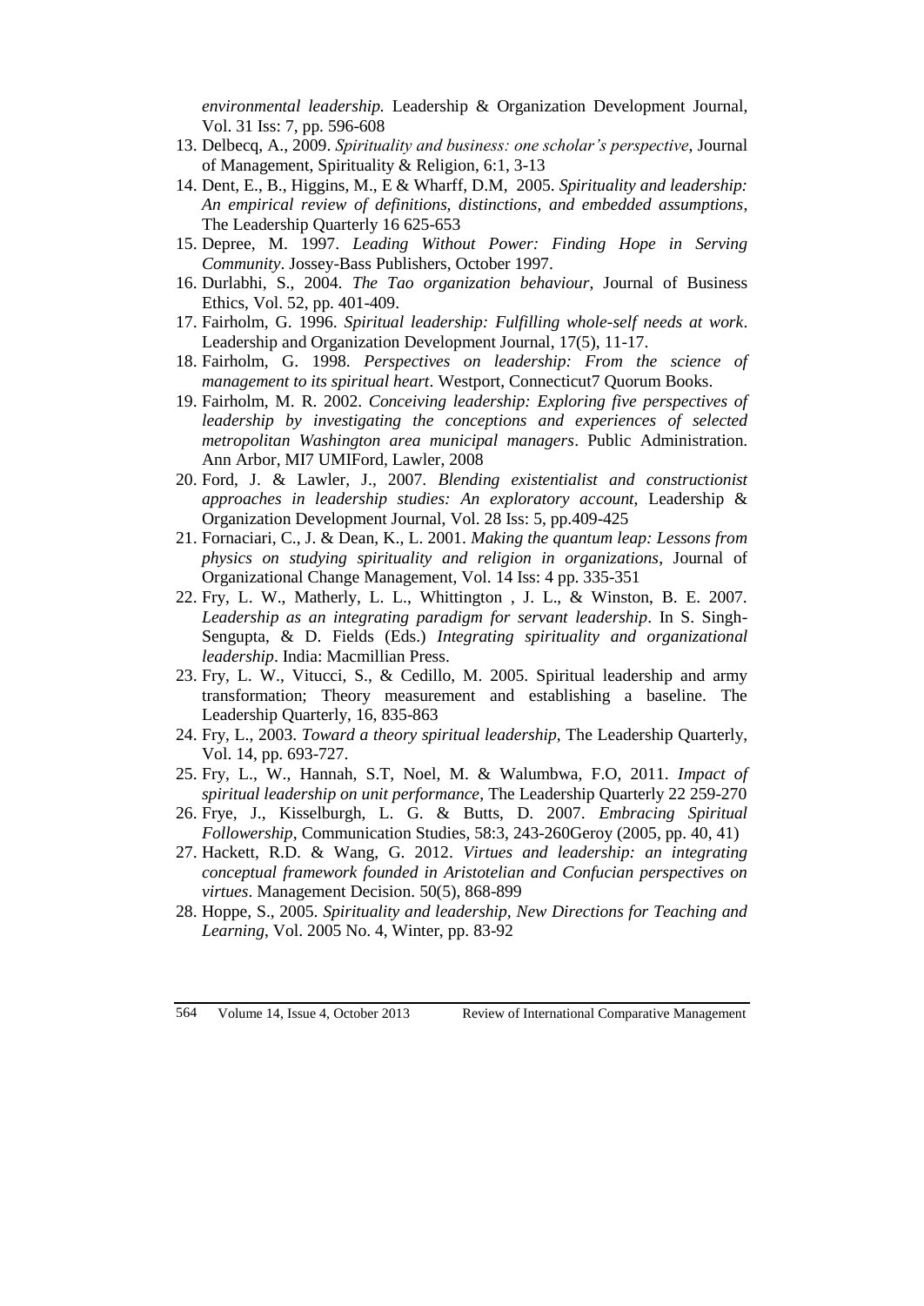*environmental leadership.* Leadership & Organization Development Journal, Vol. 31 Iss: 7, pp. 596-608

13. Delbecq, A., 2009. *Spirituality and business: one scholar's perspective*, Journal of Management, Spirituality & Religion, 6:1, 3-13
14. Dent, E., B., Higgins, M., E & Wharff, D.M, 2005. *Spirituality and leadership: An empirical review of definitions, distinctions, and embedded assumptions*, The Leadership Quarterly 16 625-653
15. Depree, M. 1997. *Leading Without Power: Finding Hope in Serving Community*. Jossey-Bass Publishers, October 1997.
16. Durlabhi, S., 2004. *The Tao organization behaviour*, Journal of Business Ethics, Vol. 52, pp. 401-409.
17. Fairholm, G. 1996. *Spiritual leadership: Fulfilling whole-self needs at work*. Leadership and Organization Development Journal, 17(5), 11-17.
18. Fairholm, G. 1998. *Perspectives on leadership: From the science of management to its spiritual heart*. Westport, Connecticut7 Quorum Books.
19. Fairholm, M. R. 2002. *Conceiving leadership: Exploring five perspectives of leadership by investigating the conceptions and experiences of selected metropolitan Washington area municipal managers*. Public Administration. Ann Arbor, MI7 UMIFord, Lawler, 2008
20. Ford, J. & Lawler, J., 2007. *Blending existentialist and constructionist approaches in leadership studies: An exploratory account*, Leadership & Organization Development Journal, Vol. 28 Iss: 5, pp.409-425
21. Fornaciari, C., J. & Dean, K., L. 2001. *Making the quantum leap: Lessons from physics on studying spirituality and religion in organizations*, Journal of Organizational Change Management, Vol. 14 Iss: 4 pp. 335-351
22. Fry, L. W., Matherly, L. L., Whittington , J. L., & Winston, B. E. 2007. *Leadership as an integrating paradigm for servant leadership*. In S. Singh-Sengupta, & D. Fields (Eds.) *Integrating spirituality and organizational leadership*. India: Macmillian Press.
23. Fry, L. W., Vitucci, S., & Cedillo, M. 2005. Spiritual leadership and army transformation; Theory measurement and establishing a baseline. The Leadership Quarterly, 16, 835-863
24. Fry, L., 2003. *Toward a theory spiritual leadership*, The Leadership Quarterly, Vol. 14, pp. 693-727.
25. Fry, L., W., Hannah, S.T, Noel, M. & Walumbwa, F.O, 2011. *Impact of spiritual leadership on unit performance*, The Leadership Quarterly 22 259-270
26. Frye, J., Kisselburgh, L. G. & Butts, D. 2007. *Embracing Spiritual Followership*, Communication Studies, 58:3, 243-260Geroy (2005, pp. 40, 41)
27. Hackett, R.D. & Wang, G. 2012. *Virtues and leadership: an integrating conceptual framework founded in Aristotelian and Confucian perspectives on virtues*. Management Decision. 50(5), 868-899
28. Hoppe, S., 2005. *Spirituality and leadership, New Directions for Teaching and Learning*, Vol. 2005 No. 4, Winter, pp. 83-92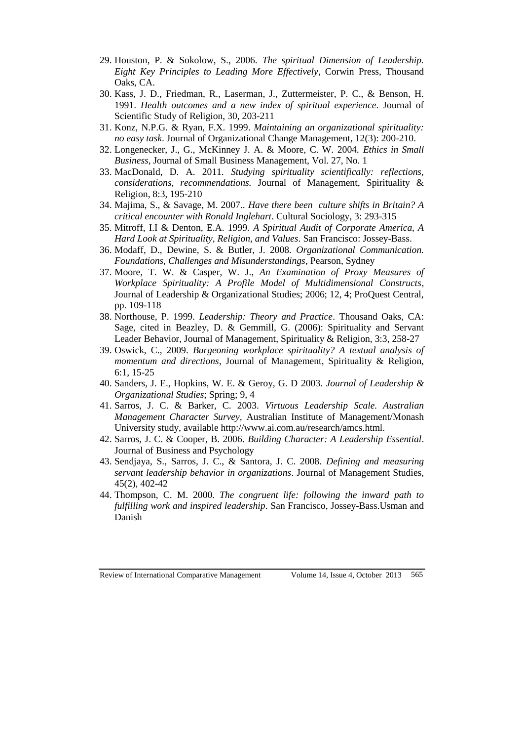29. Houston, P. & Sokolow, S., 2006. *The spiritual Dimension of Leadership. Eight Key Principles to Leading More Effectively*, Corwin Press, Thousand Oaks, CA.
30. Kass, J. D., Friedman, R., Laserman, J., Zuttermeister, P. C., & Benson, H. 1991. *Health outcomes and a new index of spiritual experience*. Journal of Scientific Study of Religion, 30, 203-211
31. Konz, N.P.G. & Ryan, F.X. 1999. *Maintaining an organizational spirituality: no easy task*. Journal of Organizational Change Management, 12(3): 200-210.
32. Longenecker, J., G., McKinney J. A. & Moore, C. W. 2004. *Ethics in Small Business*, Journal of Small Business Management, Vol. 27, No. 1
33. MacDonald, D. A. 2011. *Studying spirituality scientifically: reflections, considerations, recommendations.* Journal of Management, Spirituality & Religion, 8:3, 195-210
34. Majima, S., & Savage, M. 2007.. *Have there been culture shifts in Britain? A critical encounter with Ronald Inglehart*. Cultural Sociology, 3: 293-315
35. Mitroff, I.I & Denton, E.A. 1999. *A Spiritual Audit of Corporate America, A Hard Look at Spirituality, Religion, and Values*. San Francisco: Jossey-Bass.
36. Modaff, D., Dewine, S. & Butler, J. 2008. *Organizational Communication. Foundations, Challenges and Misunderstandings*, Pearson, Sydney
37. Moore, T. W. & Casper, W. J., *An Examination of Proxy Measures of Workplace Spirituality: A Profile Model of Multidimensional Constructs*, Journal of Leadership & Organizational Studies; 2006; 12, 4; ProQuest Central, pp. 109-118
38. Northouse, P. 1999. *Leadership: Theory and Practice*. Thousand Oaks, CA: Sage, cited in Beazley, D. & Gemmill, G. (2006): Spirituality and Servant Leader Behavior, Journal of Management, Spirituality & Religion, 3:3, 258-27
39. Oswick, C., 2009. *Burgeoning workplace spirituality? A textual analysis of momentum and directions*, Journal of Management, Spirituality & Religion, 6:1, 15-25
40. Sanders, J. E., Hopkins, W. E. & Geroy, G. D 2003. *Journal of Leadership & Organizational Studies*; Spring; 9, 4
41. Sarros, J. C. & Barker, C. 2003. *Virtuous Leadership Scale. Australian Management Character Survey*, Australian Institute of Management/Monash University study, available http://www.ai.com.au/research/amcs.html.
42. Sarros, J. C. & Cooper, B. 2006. *Building Character: A Leadership Essential*. Journal of Business and Psychology
43. Sendjaya, S., Sarros, J. C., & Santora, J. C. 2008. *Defining and measuring servant leadership behavior in organizations*. Journal of Management Studies, 45(2), 402-42
44. Thompson, C. M. 2000. *The congruent life: following the inward path to fulfilling work and inspired leadership*. San Francisco, Jossey-Bass.Usman and Danish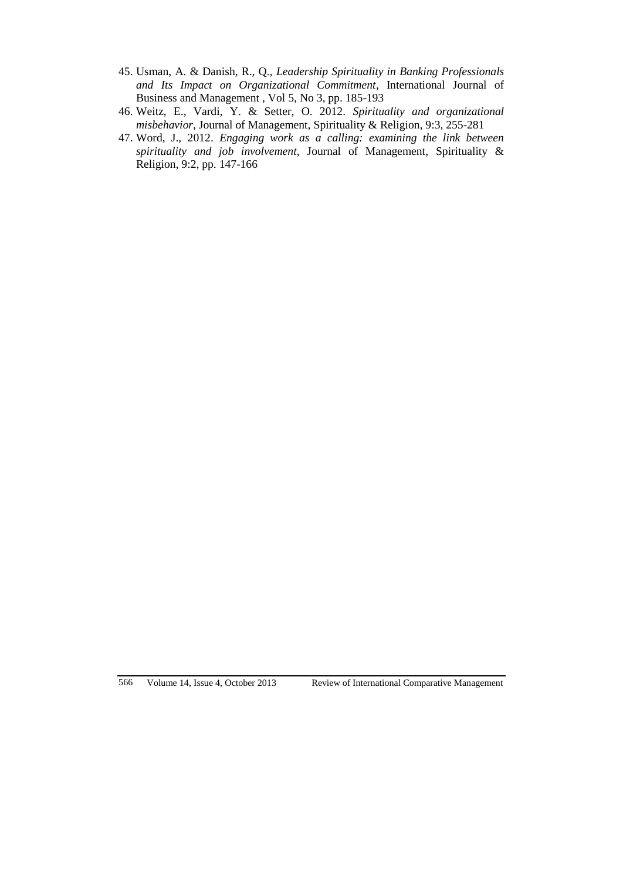45. Usman, A. & Danish, R., Q., *Leadership Spirituality in Banking Professionals and Its Impact on Organizational Commitment*, International Journal of Business and Management , Vol 5, No 3, pp. 185-193
46. Weitz, E., Vardi, Y. & Setter, O. 2012. *Spirituality and organizational misbehavior*, Journal of Management, Spirituality & Religion, 9:3, 255-281
47. Word, J., 2012. *Engaging work as a calling: examining the link between spirituality and job involvement*, Journal of Management, Spirituality & Religion, 9:2, pp. 147-166